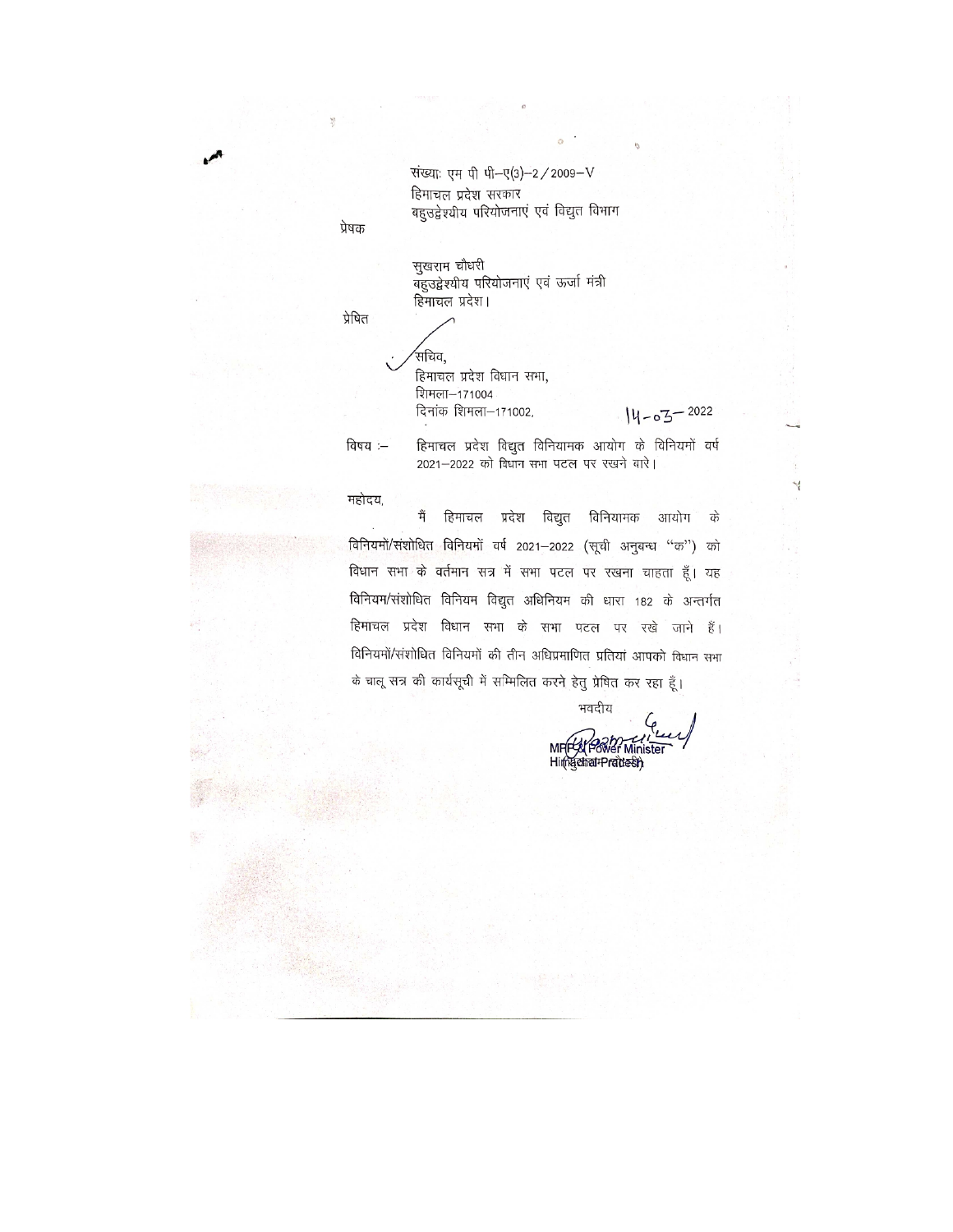संख्याः एम पी पी–ए(3)–2/2009–V
हिमाचल प्रदेश सरकार
बहुउद्देश्यीय परियोजनाएं एवं विद्युत विभाग

प्रेषक

सुखराम चौधरी
बहुउद्देश्यीय परियोजनाएं एवं ऊर्जा मंत्री
हिमाचल प्रदेश।

प्रेषित

सचिव,
हिमाचल प्रदेश विधान सभा,
शिमला–171004
दिनांक शिमला–171002, 14-03-2022

विषय :– हिमाचल प्रदेश विद्युत विनियामक आयोग के विनियमों वर्ष 2021–2022 को विधान सभा पटल पर रखने बारे।

महोदय,

मैं हिमाचल प्रदेश विद्युत विनियामक आयोग के विनियमों/संशोधित विनियमों वर्ष 2021–2022 (सूची अनुबन्ध "क") को विधान सभा के वर्तमान सत्र में सभा पटल पर रखना चाहता हूँ। यह विनियम/संशोधित विनियम विद्युत अधिनियम की धारा 182 के अन्तर्गत हिमाचल प्रदेश विधान सभा के सभा पटल पर रखे जाने हैं। विनियमों/संशोधित विनियमों की तीन अधिप्रमाणित प्रतियां आपको विधान सभा के चालू सत्र की कार्यसूची में सम्मिलित करने हेतु प्रेषित कर रहा हूँ।

भवदीय

MPP & Power Minister
Himachal Pradesh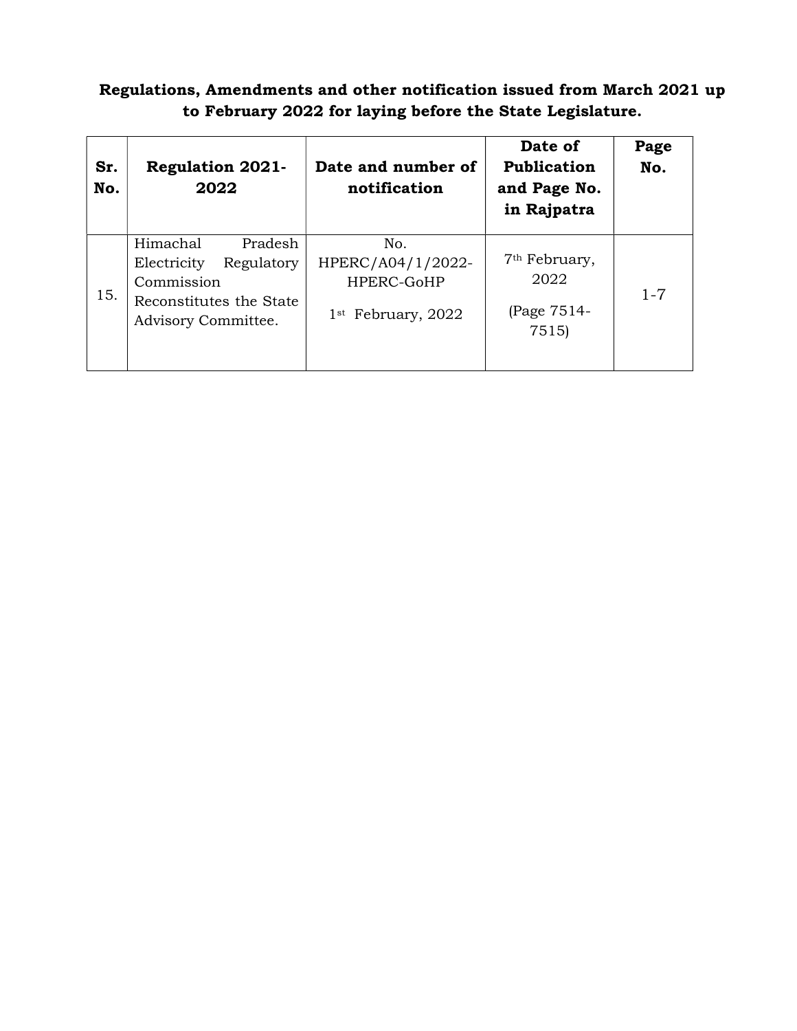**Regulations, Amendments and other notification issued from March 2021 up to February 2022 for laying before the State Legislature.**

| Sr. No. | Regulation 2021-2022 | Date and number of notification | Date of Publication and Page No. in Rajpatra | Page No. |
|---|---|---|---|---|
| 15. | Himachal Pradesh Electricity Regulatory Commission Reconstitutes the State Advisory Committee. | No. HPERC/A04/1/2022-HPERC-GoHP<br>1st February, 2022 | 7th February, 2022<br>(Page 7514-7515) | 1-7 |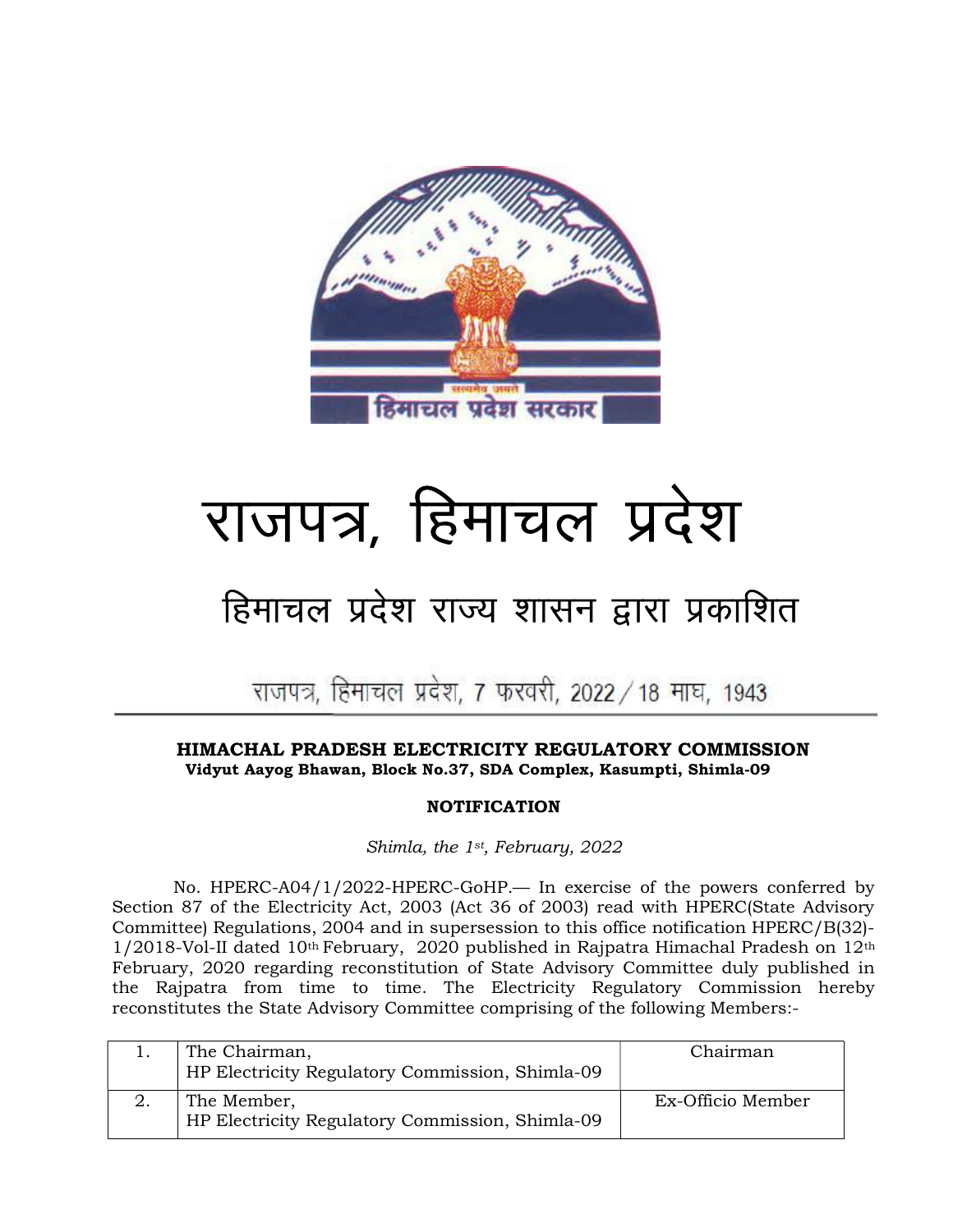# राजपत्र, हिमाचल प्रदेश

## हिमाचल प्रदेश राज्य शासन द्वारा प्रकाशित

राजपत्र, हिमाचल प्रदेश, 7 फरवरी, 2022 / 18 माघ, 1943

**HIMACHAL PRADESH ELECTRICITY REGULATORY COMMISSION**
**Vidyut Aayog Bhawan, Block No.37, SDA Complex, Kasumpti, Shimla-09**

**NOTIFICATION**

*Shimla, the 1st, February, 2022*

No. HPERC-A04/1/2022-HPERC-GoHP.— In exercise of the powers conferred by Section 87 of the Electricity Act, 2003 (Act 36 of 2003) read with HPERC(State Advisory Committee) Regulations, 2004 and in supersession to this office notification HPERC/B(32)-1/2018-Vol-II dated 10th February, 2020 published in Rajpatra Himachal Pradesh on 12th February, 2020 regarding reconstitution of State Advisory Committee duly published in the Rajpatra from time to time. The Electricity Regulatory Commission hereby reconstitutes the State Advisory Committee comprising of the following Members:-

| | | |
|---|---|---|
| 1. | The Chairman, HP Electricity Regulatory Commission, Shimla-09 | Chairman |
| 2. | The Member, HP Electricity Regulatory Commission, Shimla-09 | Ex-Officio Member |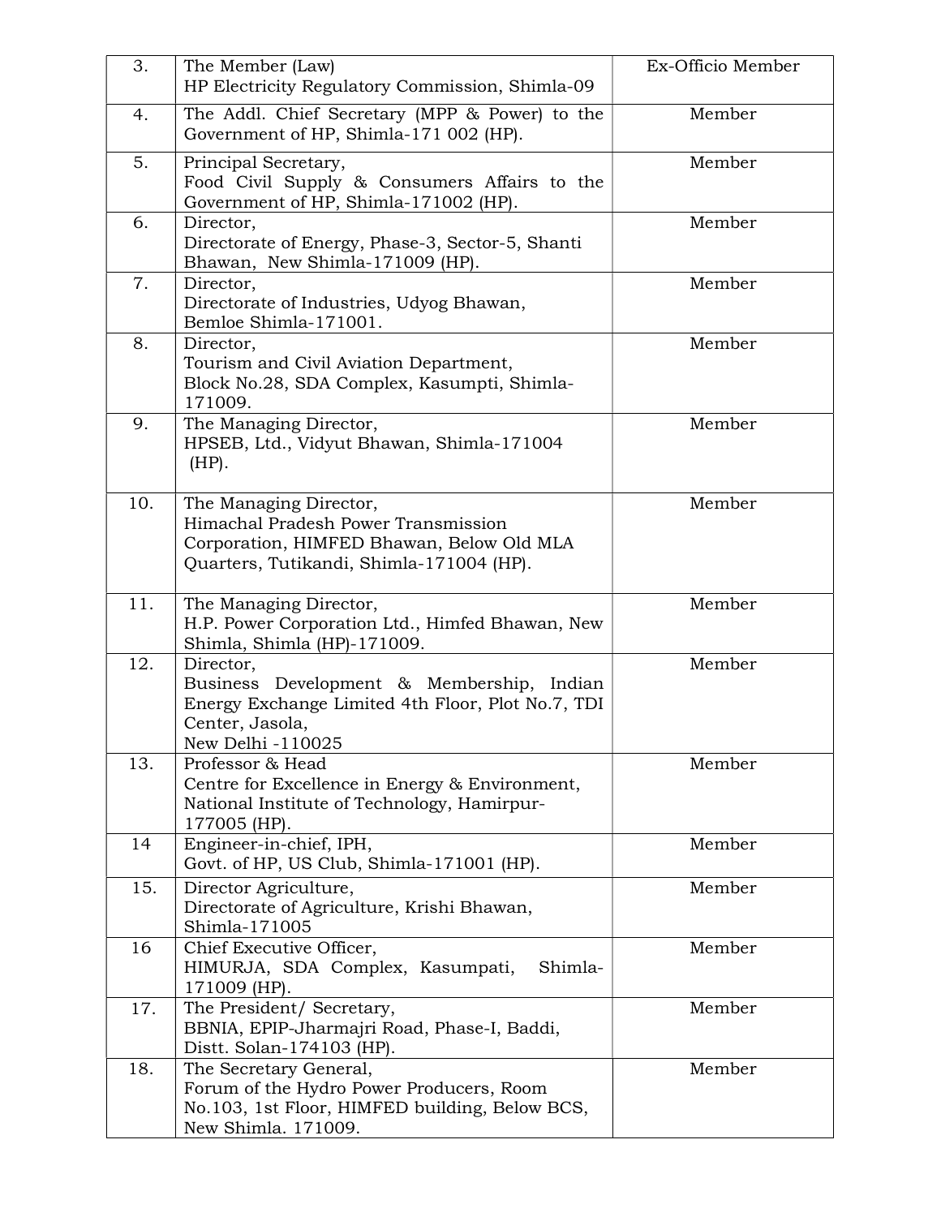| 3. | The Member (Law)<br>HP Electricity Regulatory Commission, Shimla-09 | Ex-Officio Member |
|---|---|---|
| 4. | The Addl. Chief Secretary (MPP & Power) to the Government of HP, Shimla-171 002 (HP). | Member |
| 5. | Principal Secretary,<br>Food Civil Supply & Consumers Affairs to the Government of HP, Shimla-171002 (HP). | Member |
| 6. | Director,<br>Directorate of Energy, Phase-3, Sector-5, Shanti Bhawan, New Shimla-171009 (HP). | Member |
| 7. | Director,<br>Directorate of Industries, Udyog Bhawan, Bemloe Shimla-171001. | Member |
| 8. | Director,<br>Tourism and Civil Aviation Department, Block No.28, SDA Complex, Kasumpti, Shimla-171009. | Member |
| 9. | The Managing Director,<br>HPSEB, Ltd., Vidyut Bhawan, Shimla-171004 (HP). | Member |
| 10. | The Managing Director,<br>Himachal Pradesh Power Transmission Corporation, HIMFED Bhawan, Below Old MLA Quarters, Tutikandi, Shimla-171004 (HP). | Member |
| 11. | The Managing Director,<br>H.P. Power Corporation Ltd., Himfed Bhawan, New Shimla, Shimla (HP)-171009. | Member |
| 12. | Director,<br>Business Development & Membership, Indian Energy Exchange Limited 4th Floor, Plot No.7, TDI Center, Jasola,<br>New Delhi -110025 | Member |
| 13. | Professor & Head<br>Centre for Excellence in Energy & Environment, National Institute of Technology, Hamirpur-177005 (HP). | Member |
| 14 | Engineer-in-chief, IPH,<br>Govt. of HP, US Club, Shimla-171001 (HP). | Member |
| 15. | Director Agriculture,<br>Directorate of Agriculture, Krishi Bhawan, Shimla-171005 | Member |
| 16 | Chief Executive Officer,<br>HIMURJA, SDA Complex, Kasumpati, Shimla-171009 (HP). | Member |
| 17. | The President/ Secretary,<br>BBNIA, EPIP-Jharmajri Road, Phase-I, Baddi, Distt. Solan-174103 (HP). | Member |
| 18. | The Secretary General,<br>Forum of the Hydro Power Producers, Room No.103, 1st Floor, HIMFED building, Below BCS, New Shimla. 171009. | Member |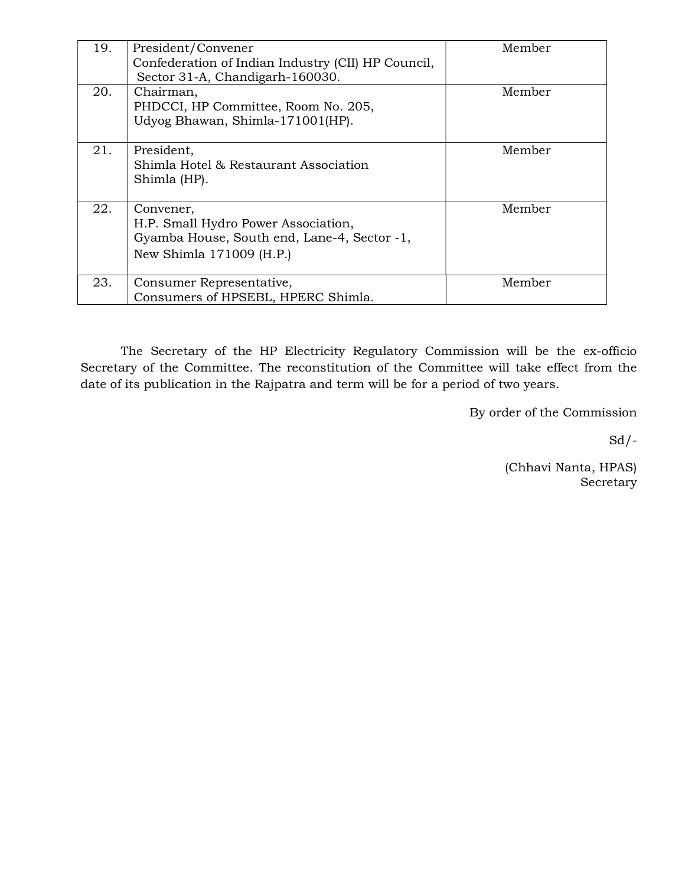| | | |
|---|---|---|
| 19. | President/Convener<br>Confederation of Indian Industry (CII) HP Council,<br>Sector 31-A, Chandigarh-160030. | Member |
| 20. | Chairman,<br>PHDCCI, HP Committee, Room No. 205,<br>Udyog Bhawan, Shimla-171001(HP). | Member |
| 21. | President,<br>Shimla Hotel & Restaurant Association<br>Shimla (HP). | Member |
| 22. | Convener,<br>H.P. Small Hydro Power Association,<br>Gyamba House, South end, Lane-4, Sector -1,<br>New Shimla 171009 (H.P.) | Member |
| 23. | Consumer Representative,<br>Consumers of HPSEBL, HPERC Shimla. | Member |

The Secretary of the HP Electricity Regulatory Commission will be the ex-officio Secretary of the Committee. The reconstitution of the Committee will take effect from the date of its publication in the Rajpatra and term will be for a period of two years.

By order of the Commission

Sd/-

(Chhavi Nanta, HPAS)
Secretary